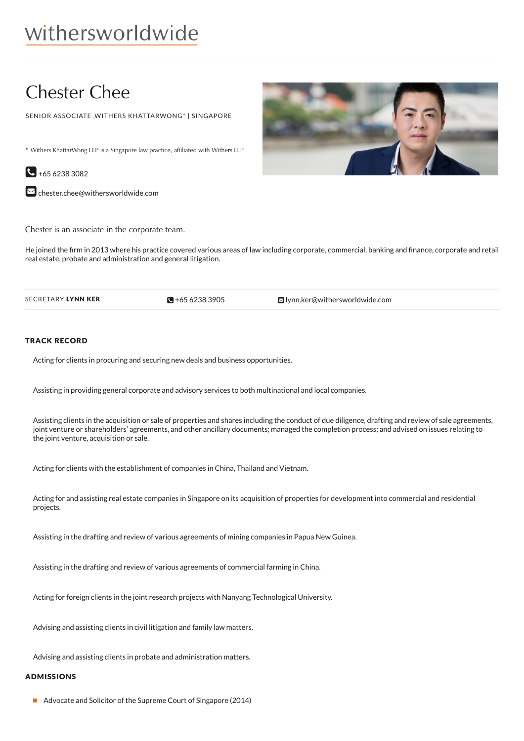withersworldwide

# Chester Chee

SENIOR ASSOCIATE ,WITHERS KHATTARWONG* | SINGAPORE

* Withers KhattarWong LLP is a Singapore law practice, affiliated with Withers LLP.

+65 6238 3082

chester.chee@withersworldwide.com

Chester is an associate in the corporate team.

He joined the firm in 2013 where his practice covered various areas of law including corporate, commercial, banking and finance, corporate and retail real estate, probate and administration and general litigation.

SECRETARY **LYNN KER** +65 6238 3905 lynn.ker@withersworldwide.com

## TRACK RECORD

Acting for clients in procuring and securing new deals and business opportunities.

Assisting in providing general corporate and advisory services to both multinational and local companies.

Assisting clients in the acquisition or sale of properties and shares including the conduct of due diligence, drafting and review of sale agreements, joint venture or shareholders' agreements, and other ancillary documents; managed the completion process; and advised on issues relating to the joint venture, acquisition or sale.

Acting for clients with the establishment of companies in China, Thailand and Vietnam.

Acting for and assisting real estate companies in Singapore on its acquisition of properties for development into commercial and residential projects.

Assisting in the drafting and review of various agreements of mining companies in Papua New Guinea.

Assisting in the drafting and review of various agreements of commercial farming in China.

Acting for foreign clients in the joint research projects with Nanyang Technological University.

Advising and assisting clients in civil litigation and family law matters.

Advising and assisting clients in probate and administration matters.

## ADMISSIONS

- Advocate and Solicitor of the Supreme Court of Singapore (2014)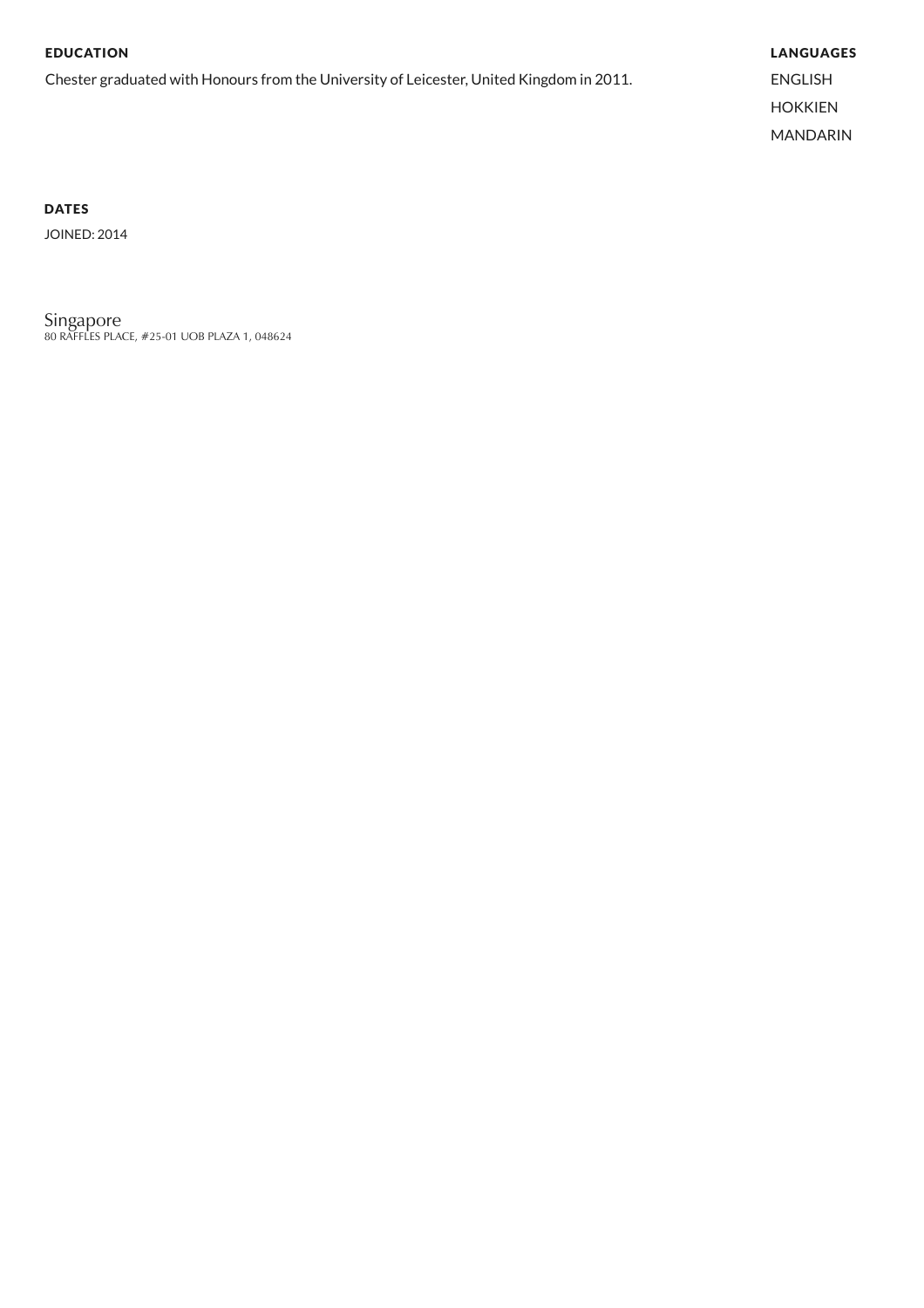## EDUCATION

Chester graduated with Honours from the University of Leicester, United Kingdom in 2011.

## LANGUAGES

ENGLISH

HOKKIEN

MANDARIN

## DATES

JOINED: 2014

Singapore

80 RAFFLES PLACE, #25-01 UOB PLAZA 1, 048624